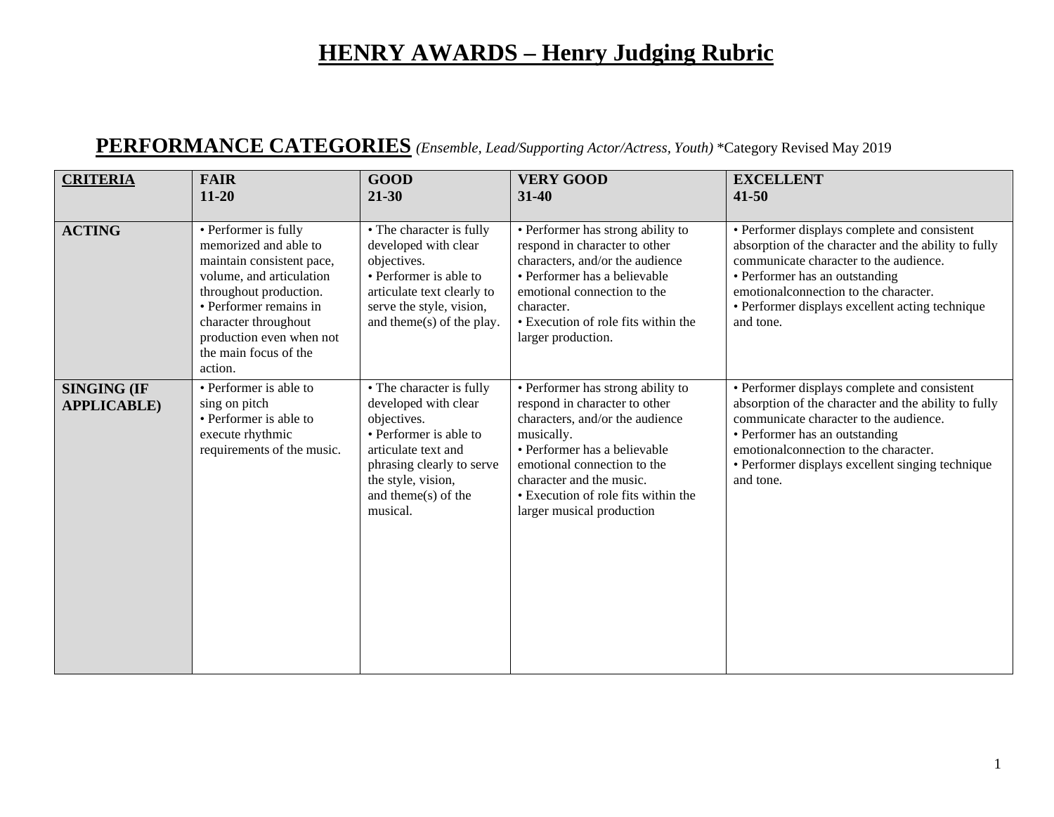# HENRY AWARDS – Henry Judging Rubric

## PERFORMANCE CATEGORIES *(Ensemble, Lead/Supporting Actor/Actress, Youth)* *Category Revised May 2019

| CRITERIA | FAIR 11-20 | GOOD 21-30 | VERY GOOD 31-40 | EXCELLENT 41-50 |
|---|---|---|---|---|
| **ACTING** | • Performer is fully memorized and able to maintain consistent pace, volume, and articulation throughout production. • Performer remains in character throughout production even when not the main focus of the action. | • The character is fully developed with clear objectives. • Performer is able to articulate text clearly to serve the style, vision, and theme(s) of the play. | • Performer has strong ability to respond in character to other characters, and/or the audience • Performer has a believable emotional connection to the character. • Execution of role fits within the larger production. | • Performer displays complete and consistent absorption of the character and the ability to fully communicate character to the audience. • Performer has an outstanding emotionalconnection to the character. • Performer displays excellent acting technique and tone. |
| **SINGING (IF APPLICABLE)** | • Performer is able to sing on pitch • Performer is able to execute rhythmic requirements of the music. | • The character is fully developed with clear objectives. • Performer is able to articulate text and phrasing clearly to serve the style, vision, and theme(s) of the musical. | • Performer has strong ability to respond in character to other characters, and/or the audience musically. • Performer has a believable emotional connection to the character and the music. • Execution of role fits within the larger musical production | • Performer displays complete and consistent absorption of the character and the ability to fully communicate character to the audience. • Performer has an outstanding emotionalconnection to the character. • Performer displays excellent singing technique and tone. |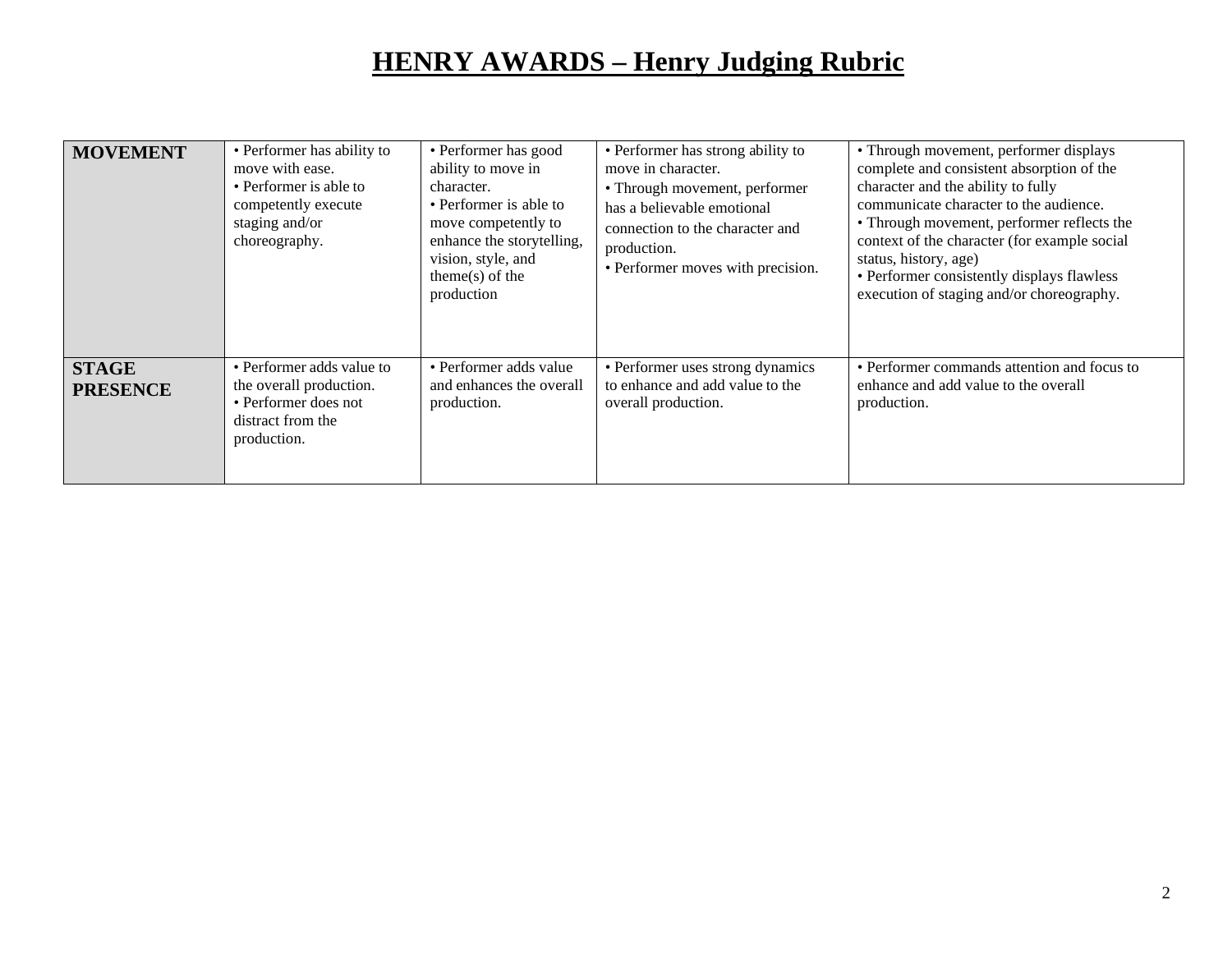# HENRY AWARDS – Henry Judging Rubric

| | | | | |
|---|---|---|---|---|
| **MOVEMENT** | • Performer has ability to move with ease.<br>• Performer is able to competently execute staging and/or choreography. | • Performer has good ability to move in character.<br>• Performer is able to move competently to enhance the storytelling, vision, style, and theme(s) of the production | • Performer has strong ability to move in character.<br>• Through movement, performer has a believable emotional connection to the character and production.<br>• Performer moves with precision. | • Through movement, performer displays complete and consistent absorption of the character and the ability to fully communicate character to the audience.<br>• Through movement, performer reflects the context of the character (for example social status, history, age)<br>• Performer consistently displays flawless execution of staging and/or choreography. |
| **STAGE PRESENCE** | • Performer adds value to the overall production.<br>• Performer does not distract from the production. | • Performer adds value and enhances the overall production. | • Performer uses strong dynamics to enhance and add value to the overall production. | • Performer commands attention and focus to enhance and add value to the overall production. |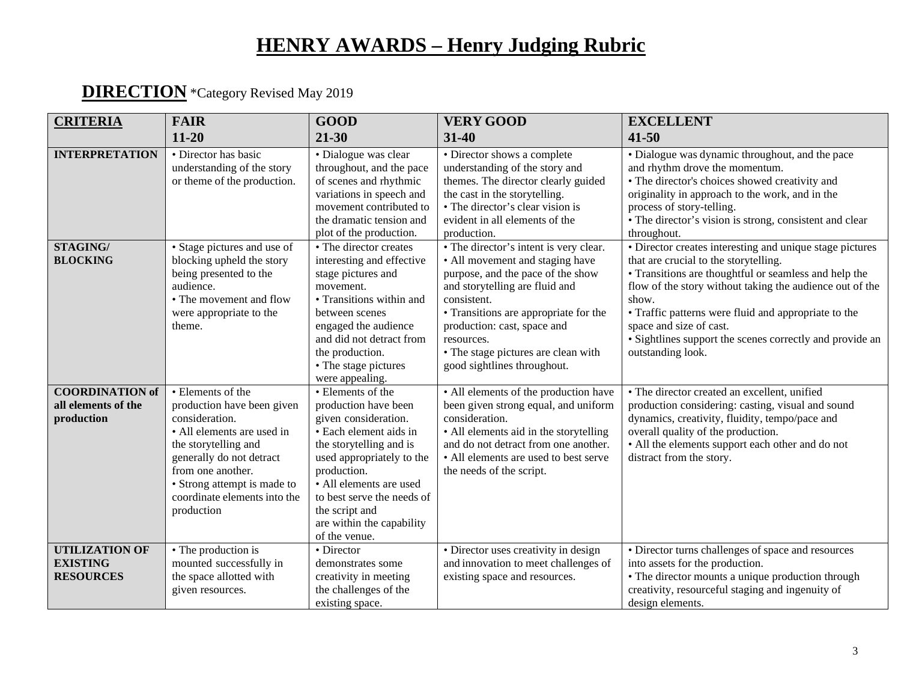# HENRY AWARDS – Henry Judging Rubric

## DIRECTION *Category Revised May 2019

| CRITERIA | FAIR 11-20 | GOOD 21-30 | VERY GOOD 31-40 | EXCELLENT 41-50 |
|---|---|---|---|---|
| **INTERPRETATION** | • Director has basic understanding of the story or theme of the production. | • Dialogue was clear throughout, and the pace of scenes and rhythmic variations in speech and movement contributed to the dramatic tension and plot of the production. | • Director shows a complete understanding of the story and themes. The director clearly guided the cast in the storytelling. • The director's clear vision is evident in all elements of the production. | • Dialogue was dynamic throughout, and the pace and rhythm drove the momentum. • The director's choices showed creativity and originality in approach to the work, and in the process of story-telling. • The director's vision is strong, consistent and clear throughout. |
| **STAGING/ BLOCKING** | • Stage pictures and use of blocking upheld the story being presented to the audience. • The movement and flow were appropriate to the theme. | • The director creates interesting and effective stage pictures and movement. • Transitions within and between scenes engaged the audience and did not detract from the production. • The stage pictures were appealing. | • The director's intent is very clear. • All movement and staging have purpose, and the pace of the show and storytelling are fluid and consistent. • Transitions are appropriate for the production: cast, space and resources. • The stage pictures are clean with good sightlines throughout. | • Director creates interesting and unique stage pictures that are crucial to the storytelling. • Transitions are thoughtful or seamless and help the flow of the story without taking the audience out of the show. • Traffic patterns were fluid and appropriate to the space and size of cast. • Sightlines support the scenes correctly and provide an outstanding look. |
| **COORDINATION of all elements of the production** | • Elements of the production have been given consideration. • All elements are used in the storytelling and generally do not detract from one another. • Strong attempt is made to coordinate elements into the production | • Elements of the production have been given consideration. • Each element aids in the storytelling and is used appropriately to the production. • All elements are used to best serve the needs of the script and are within the capability of the venue. | • All elements of the production have been given strong equal, and uniform consideration. • All elements aid in the storytelling and do not detract from one another. • All elements are used to best serve the needs of the script. | • The director created an excellent, unified production considering: casting, visual and sound dynamics, creativity, fluidity, tempo/pace and overall quality of the production. • All the elements support each other and do not distract from the story. |
| **UTILIZATION OF EXISTING RESOURCES** | • The production is mounted successfully in the space allotted with given resources. | • Director demonstrates some creativity in meeting the challenges of the existing space. | • Director uses creativity in design and innovation to meet challenges of existing space and resources. | • Director turns challenges of space and resources into assets for the production. • The director mounts a unique production through creativity, resourceful staging and ingenuity of design elements. |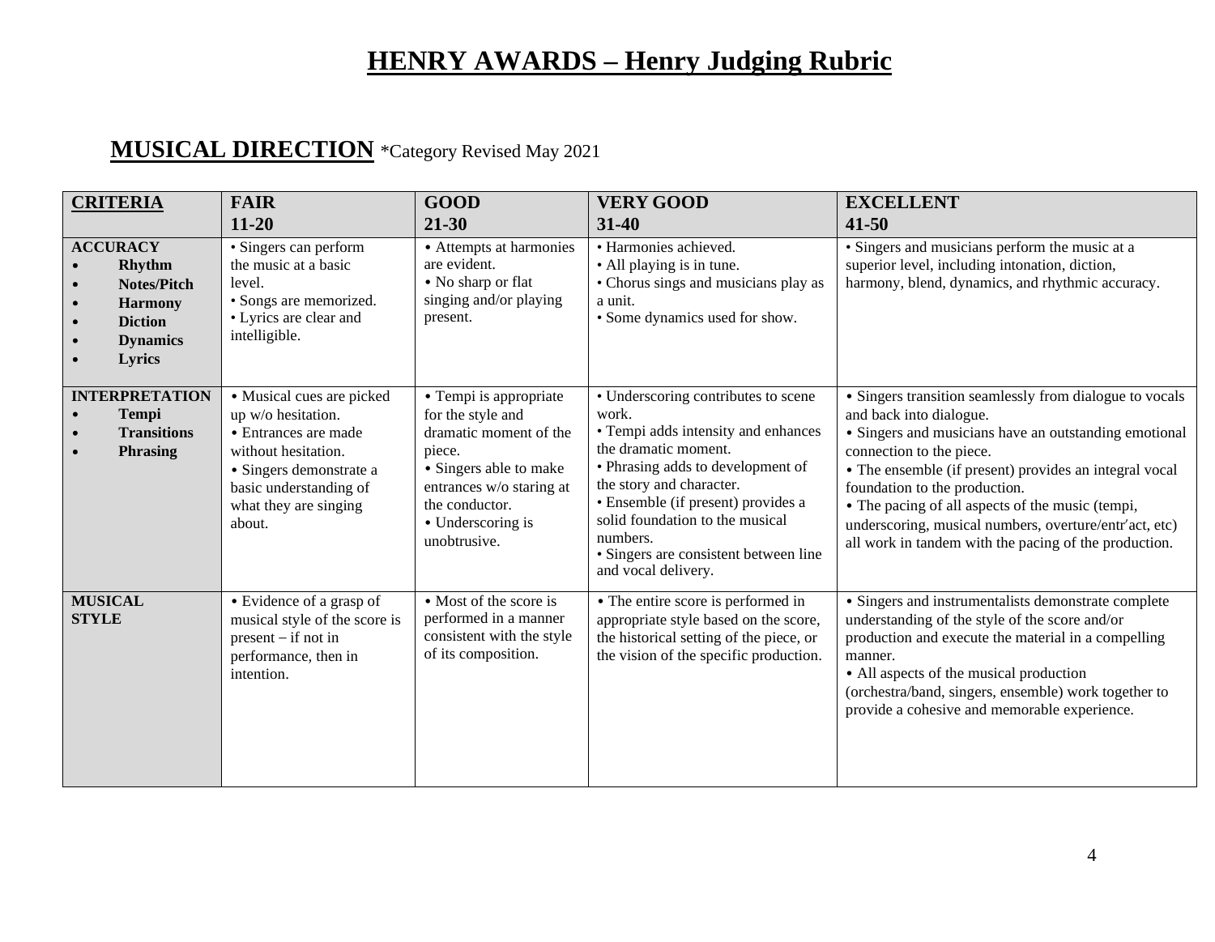# HENRY AWARDS – Henry Judging Rubric

## MUSICAL DIRECTION *Category Revised May 2021

| CRITERIA | FAIR 11-20 | GOOD 21-30 | VERY GOOD 31-40 | EXCELLENT 41-50 |
|---|---|---|---|---|
| **ACCURACY**<br>• **Rhythm**<br>• **Notes/Pitch**<br>• **Harmony**<br>• **Diction**<br>• **Dynamics**<br>• **Lyrics** | • Singers can perform the music at a basic level.<br>• Songs are memorized.<br>• Lyrics are clear and intelligible. | • Attempts at harmonies are evident.<br>• No sharp or flat singing and/or playing present. | • Harmonies achieved.<br>• All playing is in tune.<br>• Chorus sings and musicians play as a unit.<br>• Some dynamics used for show. | • Singers and musicians perform the music at a superior level, including intonation, diction, harmony, blend, dynamics, and rhythmic accuracy. |
| **INTERPRETATION**<br>• **Tempi**<br>• **Transitions**<br>• **Phrasing** | • Musical cues are picked up w/o hesitation.<br>• Entrances are made without hesitation.<br>• Singers demonstrate a basic understanding of what they are singing about. | • Tempi is appropriate for the style and dramatic moment of the piece.<br>• Singers able to make entrances w/o staring at the conductor.<br>• Underscoring is unobtrusive. | • Underscoring contributes to scene work.<br>• Tempi adds intensity and enhances the dramatic moment.<br>• Phrasing adds to development of the story and character.<br>• Ensemble (if present) provides a solid foundation to the musical numbers.<br>• Singers are consistent between line and vocal delivery. | • Singers transition seamlessly from dialogue to vocals and back into dialogue.<br>• Singers and musicians have an outstanding emotional connection to the piece.<br>• The ensemble (if present) provides an integral vocal foundation to the production.<br>• The pacing of all aspects of the music (tempi, underscoring, musical numbers, overture/entr'act, etc) all work in tandem with the pacing of the production. |
| **MUSICAL STYLE** | • Evidence of a grasp of musical style of the score is present – if not in performance, then in intention. | • Most of the score is performed in a manner consistent with the style of its composition. | • The entire score is performed in appropriate style based on the score, the historical setting of the piece, or the vision of the specific production. | • Singers and instrumentalists demonstrate complete understanding of the style of the score and/or production and execute the material in a compelling manner.<br>• All aspects of the musical production (orchestra/band, singers, ensemble) work together to provide a cohesive and memorable experience. |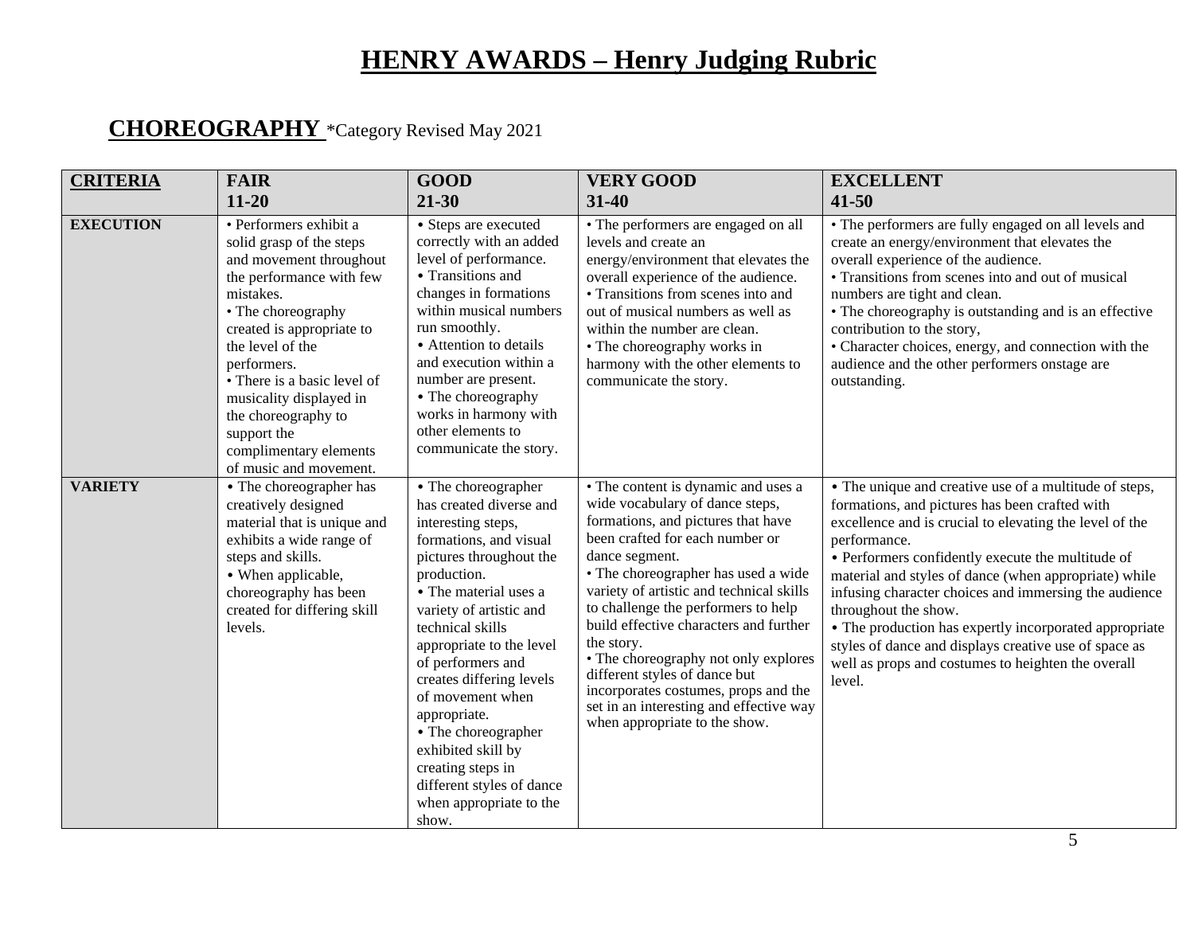# HENRY AWARDS – Henry Judging Rubric

## CHOREOGRAPHY *Category Revised May 2021

| CRITERIA | FAIR 11-20 | GOOD 21-30 | VERY GOOD 31-40 | EXCELLENT 41-50 |
|---|---|---|---|---|
| **EXECUTION** | • Performers exhibit a solid grasp of the steps and movement throughout the performance with few mistakes. • The choreography created is appropriate to the level of the performers. • There is a basic level of musicality displayed in the choreography to support the complimentary elements of music and movement. | • Steps are executed correctly with an added level of performance. • Transitions and changes in formations within musical numbers run smoothly. • Attention to details and execution within a number are present. • The choreography works in harmony with other elements to communicate the story. | • The performers are engaged on all levels and create an energy/environment that elevates the overall experience of the audience. • Transitions from scenes into and out of musical numbers as well as within the number are clean. • The choreography works in harmony with the other elements to communicate the story. | • The performers are fully engaged on all levels and create an energy/environment that elevates the overall experience of the audience. • Transitions from scenes into and out of musical numbers are tight and clean. • The choreography is outstanding and is an effective contribution to the story, • Character choices, energy, and connection with the audience and the other performers onstage are outstanding. |
| **VARIETY** | • The choreographer has creatively designed material that is unique and exhibits a wide range of steps and skills. • When applicable, choreography has been created for differing skill levels. | • The choreographer has created diverse and interesting steps, formations, and visual pictures throughout the production. • The material uses a variety of artistic and technical skills appropriate to the level of performers and creates differing levels of movement when appropriate. • The choreographer exhibited skill by creating steps in different styles of dance when appropriate to the show. | • The content is dynamic and uses a wide vocabulary of dance steps, formations, and pictures that have been crafted for each number or dance segment. • The choreographer has used a wide variety of artistic and technical skills to challenge the performers to help build effective characters and further the story. • The choreography not only explores different styles of dance but incorporates costumes, props and the set in an interesting and effective way when appropriate to the show. | • The unique and creative use of a multitude of steps, formations, and pictures has been crafted with excellence and is crucial to elevating the level of the performance. • Performers confidently execute the multitude of material and styles of dance (when appropriate) while infusing character choices and immersing the audience throughout the show. • The production has expertly incorporated appropriate styles of dance and displays creative use of space as well as props and costumes to heighten the overall level. |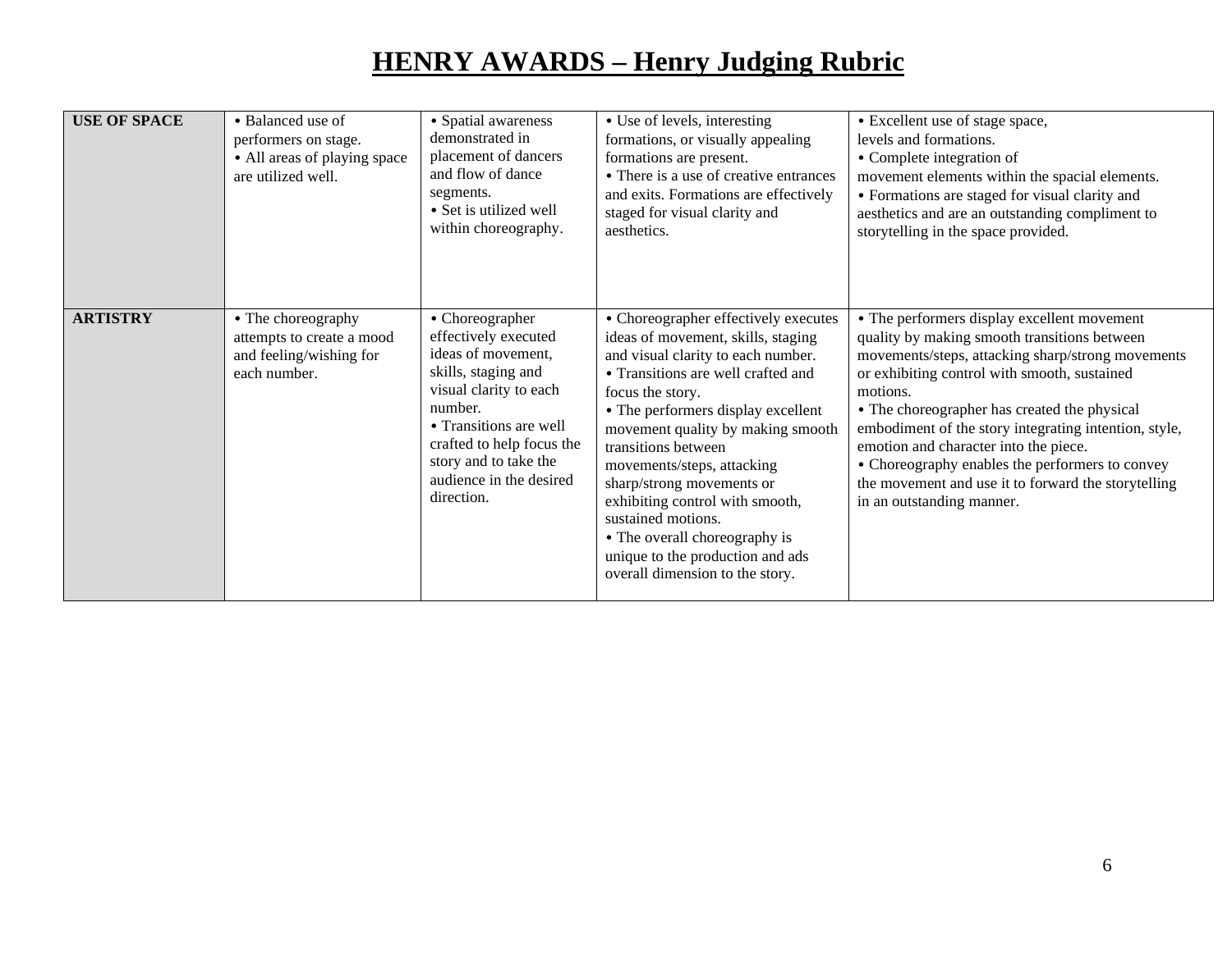# HENRY AWARDS – Henry Judging Rubric

| | | | | |
|---|---|---|---|---|
| **USE OF SPACE** | • Balanced use of performers on stage.<br>• All areas of playing space are utilized well. | • Spatial awareness demonstrated in placement of dancers and flow of dance segments.<br>• Set is utilized well within choreography. | • Use of levels, interesting formations, or visually appealing formations are present.<br>• There is a use of creative entrances and exits. Formations are effectively staged for visual clarity and aesthetics. | • Excellent use of stage space, levels and formations.<br>• Complete integration of movement elements within the spacial elements.<br>• Formations are staged for visual clarity and aesthetics and are an outstanding compliment to storytelling in the space provided. |
| **ARTISTRY** | • The choreography attempts to create a mood and feeling/wishing for each number. | • Choreographer effectively executed ideas of movement, skills, staging and visual clarity to each number.<br>• Transitions are well crafted to help focus the story and to take the audience in the desired direction. | • Choreographer effectively executes ideas of movement, skills, staging and visual clarity to each number.<br>• Transitions are well crafted and focus the story.<br>• The performers display excellent movement quality by making smooth transitions between movements/steps, attacking sharp/strong movements or exhibiting control with smooth, sustained motions.<br>• The overall choreography is unique to the production and ads overall dimension to the story. | • The performers display excellent movement quality by making smooth transitions between movements/steps, attacking sharp/strong movements or exhibiting control with smooth, sustained motions.<br>• The choreographer has created the physical embodiment of the story integrating intention, style, emotion and character into the piece.<br>• Choreography enables the performers to convey the movement and use it to forward the storytelling in an outstanding manner. |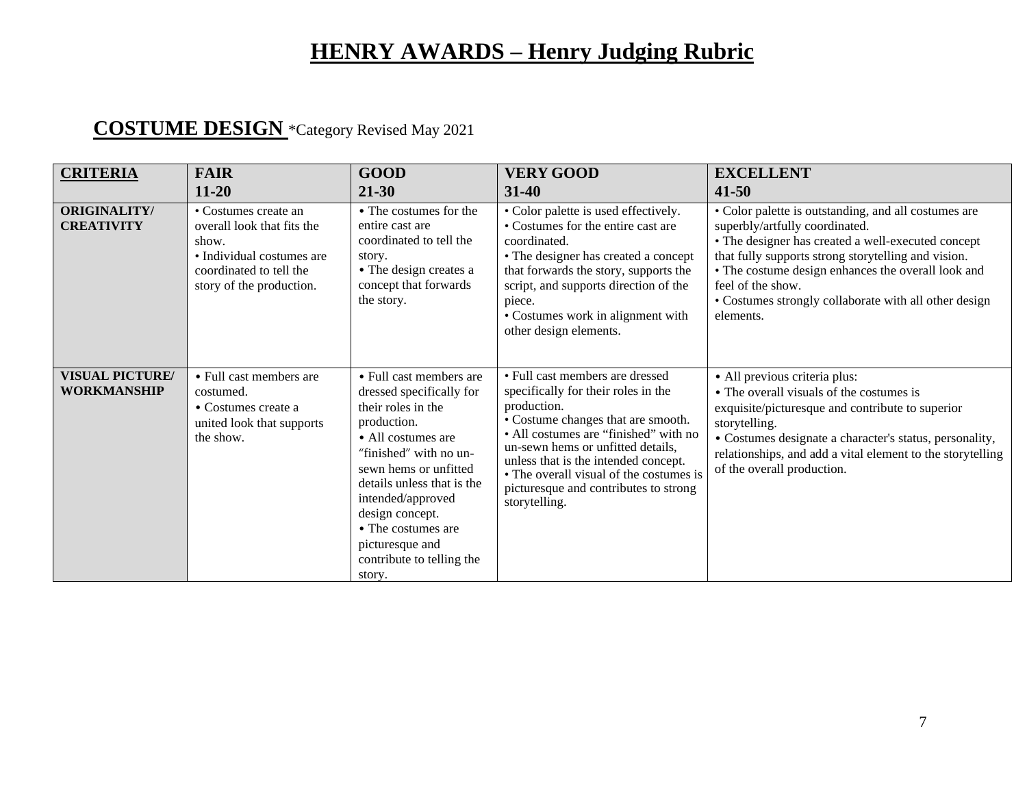# HENRY AWARDS – Henry Judging Rubric

## COSTUME DESIGN *Category Revised May 2021

| CRITERIA | FAIR 11-20 | GOOD 21-30 | VERY GOOD 31-40 | EXCELLENT 41-50 |
|---|---|---|---|---|
| **ORIGINALITY/ CREATIVITY** | • Costumes create an overall look that fits the show.<br>• Individual costumes are coordinated to tell the story of the production. | • The costumes for the entire cast are coordinated to tell the story.<br>• The design creates a concept that forwards the story. | • Color palette is used effectively.<br>• Costumes for the entire cast are coordinated.<br>• The designer has created a concept that forwards the story, supports the script, and supports direction of the piece.<br>• Costumes work in alignment with other design elements. | • Color palette is outstanding, and all costumes are superbly/artfully coordinated.<br>• The designer has created a well-executed concept that fully supports strong storytelling and vision.<br>• The costume design enhances the overall look and feel of the show.<br>• Costumes strongly collaborate with all other design elements. |
| **VISUAL PICTURE/ WORKMANSHIP** | • Full cast members are costumed.<br>• Costumes create a united look that supports the show. | • Full cast members are dressed specifically for their roles in the production.<br>• All costumes are "finished" with no un-sewn hems or unfitted details unless that is the intended/approved design concept.<br>• The costumes are picturesque and contribute to telling the story. | • Full cast members are dressed specifically for their roles in the production.<br>• Costume changes that are smooth.<br>• All costumes are "finished" with no un-sewn hems or unfitted details, unless that is the intended concept.<br>• The overall visual of the costumes is picturesque and contributes to strong storytelling. | • All previous criteria plus:<br>• The overall visuals of the costumes is exquisite/picturesque and contribute to superior storytelling.<br>• Costumes designate a character's status, personality, relationships, and add a vital element to the storytelling of the overall production. |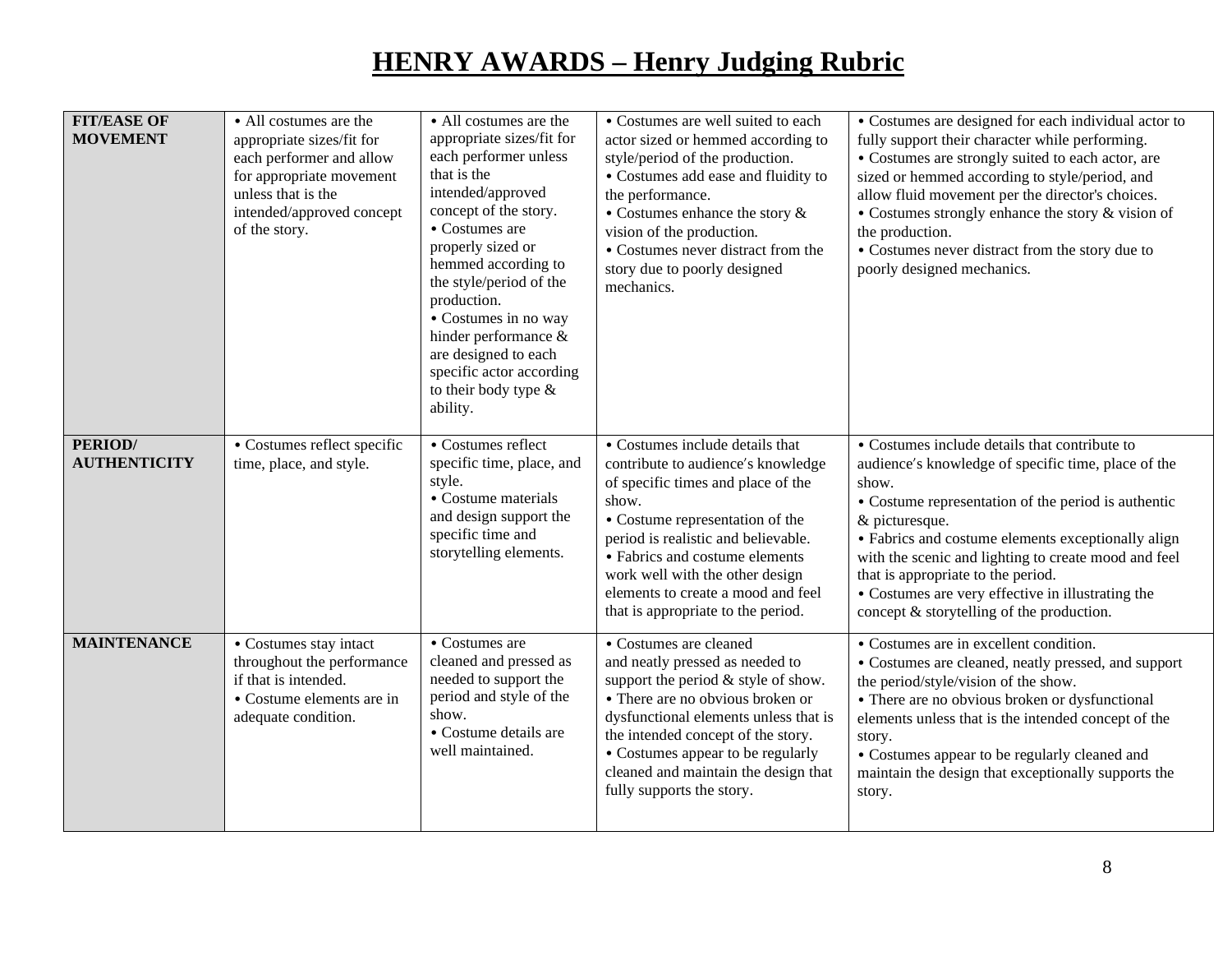# HENRY AWARDS – Henry Judging Rubric

| | | | | |
|---|---|---|---|---|
| **FIT/EASE OF MOVEMENT** | • All costumes are the appropriate sizes/fit for each performer and allow for appropriate movement unless that is the intended/approved concept of the story. | • All costumes are the appropriate sizes/fit for each performer unless that is the intended/approved concept of the story.<br>• Costumes are properly sized or hemmed according to the style/period of the production.<br>• Costumes in no way hinder performance & are designed to each specific actor according to their body type & ability. | • Costumes are well suited to each actor sized or hemmed according to style/period of the production.<br>• Costumes add ease and fluidity to the performance.<br>• Costumes enhance the story & vision of the production.<br>• Costumes never distract from the story due to poorly designed mechanics. | • Costumes are designed for each individual actor to fully support their character while performing.<br>• Costumes are strongly suited to each actor, are sized or hemmed according to style/period, and allow fluid movement per the director's choices.<br>• Costumes strongly enhance the story & vision of the production.<br>• Costumes never distract from the story due to poorly designed mechanics. |
| **PERIOD/ AUTHENTICITY** | • Costumes reflect specific time, place, and style. | • Costumes reflect specific time, place, and style.<br>• Costume materials and design support the specific time and storytelling elements. | • Costumes include details that contribute to audience′s knowledge of specific times and place of the show.<br>• Costume representation of the period is realistic and believable.<br>• Fabrics and costume elements work well with the other design elements to create a mood and feel that is appropriate to the period. | • Costumes include details that contribute to audience′s knowledge of specific time, place of the show.<br>• Costume representation of the period is authentic & picturesque.<br>• Fabrics and costume elements exceptionally align with the scenic and lighting to create mood and feel that is appropriate to the period.<br>• Costumes are very effective in illustrating the concept & storytelling of the production. |
| **MAINTENANCE** | • Costumes stay intact throughout the performance if that is intended.<br>• Costume elements are in adequate condition. | • Costumes are cleaned and pressed as needed to support the period and style of the show.<br>• Costume details are well maintained. | • Costumes are cleaned and neatly pressed as needed to support the period & style of show.<br>• There are no obvious broken or dysfunctional elements unless that is the intended concept of the story.<br>• Costumes appear to be regularly cleaned and maintain the design that fully supports the story. | • Costumes are in excellent condition.<br>• Costumes are cleaned, neatly pressed, and support the period/style/vision of the show.<br>• There are no obvious broken or dysfunctional elements unless that is the intended concept of the story.<br>• Costumes appear to be regularly cleaned and maintain the design that exceptionally supports the story. |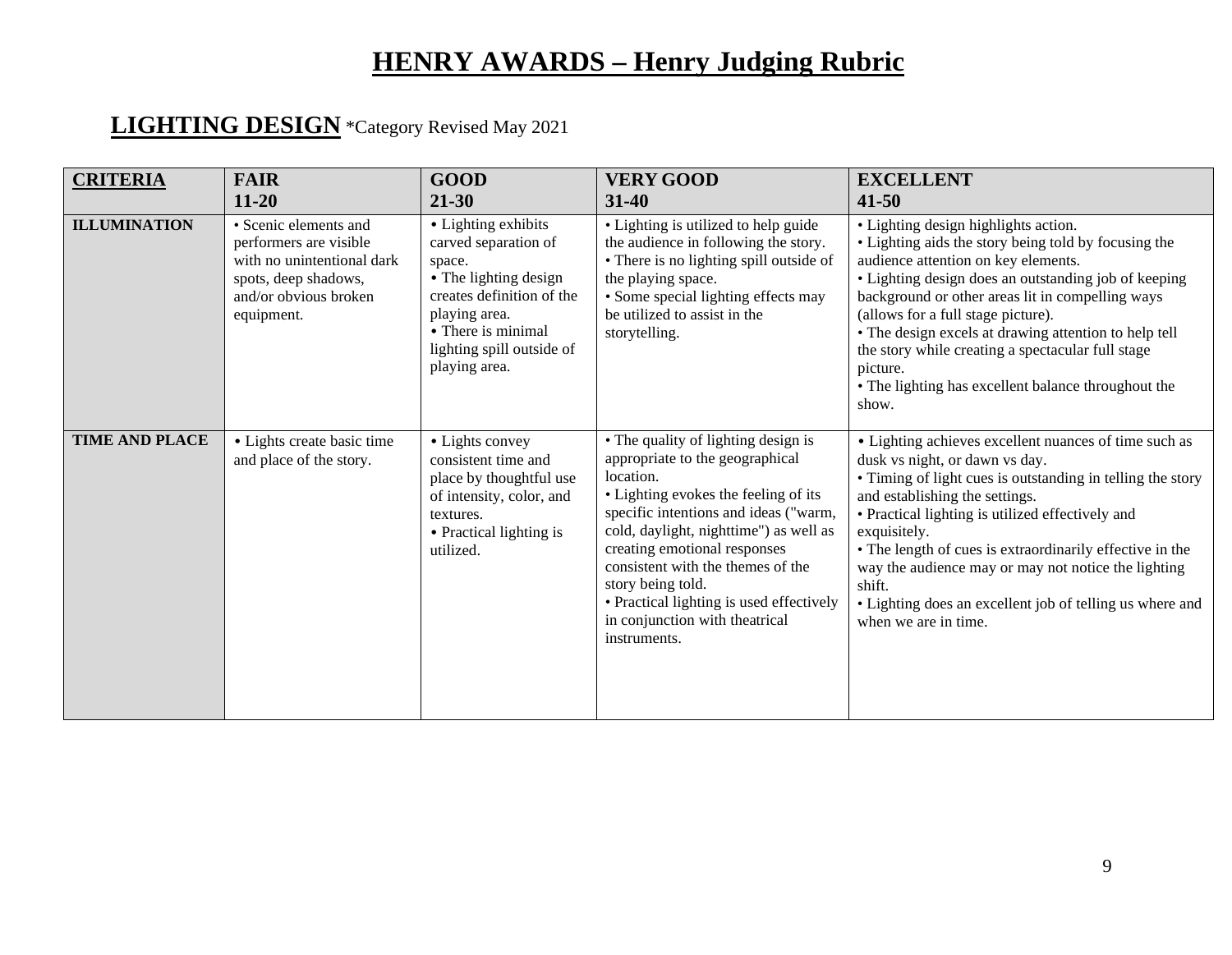# HENRY AWARDS – Henry Judging Rubric

## LIGHTING DESIGN *Category Revised May 2021

| CRITERIA | FAIR 11-20 | GOOD 21-30 | VERY GOOD 31-40 | EXCELLENT 41-50 |
|---|---|---|---|---|
| **ILLUMINATION** | • Scenic elements and performers are visible with no unintentional dark spots, deep shadows, and/or obvious broken equipment. | • Lighting exhibits carved separation of space.<br>• The lighting design creates definition of the playing area.<br>• There is minimal lighting spill outside of playing area. | • Lighting is utilized to help guide the audience in following the story.<br>• There is no lighting spill outside of the playing space.<br>• Some special lighting effects may be utilized to assist in the storytelling. | • Lighting design highlights action.<br>• Lighting aids the story being told by focusing the audience attention on key elements.<br>• Lighting design does an outstanding job of keeping background or other areas lit in compelling ways (allows for a full stage picture).<br>• The design excels at drawing attention to help tell the story while creating a spectacular full stage picture.<br>• The lighting has excellent balance throughout the show. |
| **TIME AND PLACE** | • Lights create basic time and place of the story. | • Lights convey consistent time and place by thoughtful use of intensity, color, and textures.<br>• Practical lighting is utilized. | • The quality of lighting design is appropriate to the geographical location.<br>• Lighting evokes the feeling of its specific intentions and ideas ("warm, cold, daylight, nighttime") as well as creating emotional responses consistent with the themes of the story being told.<br>• Practical lighting is used effectively in conjunction with theatrical instruments. | • Lighting achieves excellent nuances of time such as dusk vs night, or dawn vs day.<br>• Timing of light cues is outstanding in telling the story and establishing the settings.<br>• Practical lighting is utilized effectively and exquisitely.<br>• The length of cues is extraordinarily effective in the way the audience may or may not notice the lighting shift.<br>• Lighting does an excellent job of telling us where and when we are in time. |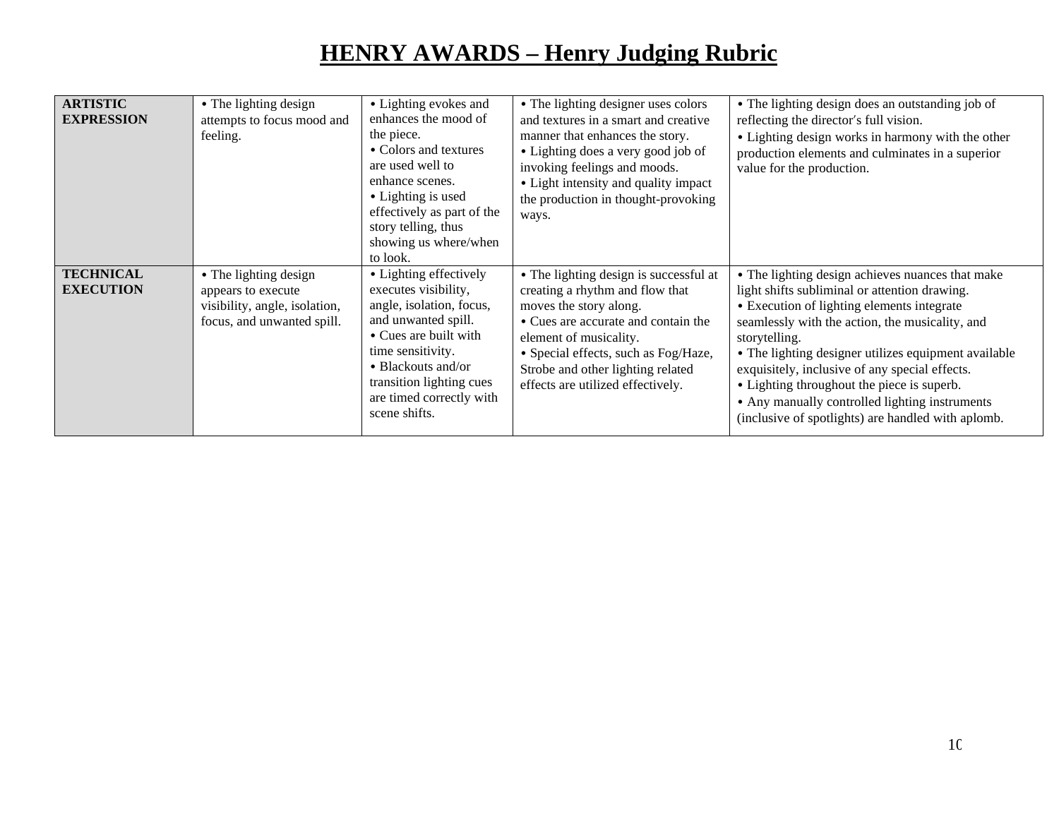# HENRY AWARDS – Henry Judging Rubric

| | | | | |
|---|---|---|---|---|
| **ARTISTIC EXPRESSION** | • The lighting design attempts to focus mood and feeling. | • Lighting evokes and enhances the mood of the piece.<br>• Colors and textures are used well to enhance scenes.<br>• Lighting is used effectively as part of the story telling, thus showing us where/when to look. | • The lighting designer uses colors and textures in a smart and creative manner that enhances the story.<br>• Lighting does a very good job of invoking feelings and moods.<br>• Light intensity and quality impact the production in thought-provoking ways. | • The lighting design does an outstanding job of reflecting the director's full vision.<br>• Lighting design works in harmony with the other production elements and culminates in a superior value for the production. |
| **TECHNICAL EXECUTION** | • The lighting design appears to execute visibility, angle, isolation, focus, and unwanted spill. | • Lighting effectively executes visibility, angle, isolation, focus, and unwanted spill.<br>• Cues are built with time sensitivity.<br>• Blackouts and/or transition lighting cues are timed correctly with scene shifts. | • The lighting design is successful at creating a rhythm and flow that moves the story along.<br>• Cues are accurate and contain the element of musicality.<br>• Special effects, such as Fog/Haze, Strobe and other lighting related effects are utilized effectively. | • The lighting design achieves nuances that make light shifts subliminal or attention drawing.<br>• Execution of lighting elements integrate seamlessly with the action, the musicality, and storytelling.<br>• The lighting designer utilizes equipment available exquisitely, inclusive of any special effects.<br>• Lighting throughout the piece is superb.<br>• Any manually controlled lighting instruments (inclusive of spotlights) are handled with aplomb. |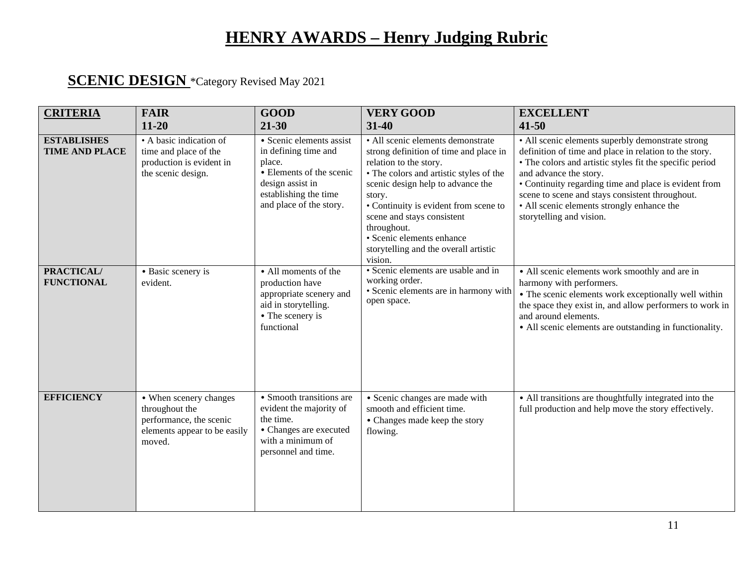# HENRY AWARDS – Henry Judging Rubric

## SCENIC DESIGN *Category Revised May 2021

| CRITERIA | FAIR 11-20 | GOOD 21-30 | VERY GOOD 31-40 | EXCELLENT 41-50 |
|---|---|---|---|---|
| **ESTABLISHES TIME AND PLACE** | • A basic indication of time and place of the production is evident in the scenic design. | • Scenic elements assist in defining time and place. • Elements of the scenic design assist in establishing the time and place of the story. | • All scenic elements demonstrate strong definition of time and place in relation to the story. • The colors and artistic styles of the scenic design help to advance the story. • Continuity is evident from scene to scene and stays consistent throughout. • Scenic elements enhance storytelling and the overall artistic vision. | • All scenic elements superbly demonstrate strong definition of time and place in relation to the story. • The colors and artistic styles fit the specific period and advance the story. • Continuity regarding time and place is evident from scene to scene and stays consistent throughout. • All scenic elements strongly enhance the storytelling and vision. |
| **PRACTICAL/ FUNCTIONAL** | • Basic scenery is evident. | • All moments of the production have appropriate scenery and aid in storytelling. • The scenery is functional | • Scenic elements are usable and in working order. • Scenic elements are in harmony with open space. | • All scenic elements work smoothly and are in harmony with performers. • The scenic elements work exceptionally well within the space they exist in, and allow performers to work in and around elements. • All scenic elements are outstanding in functionality. |
| **EFFICIENCY** | • When scenery changes throughout the performance, the scenic elements appear to be easily moved. | • Smooth transitions are evident the majority of the time. • Changes are executed with a minimum of personnel and time. | • Scenic changes are made with smooth and efficient time. • Changes made keep the story flowing. | • All transitions are thoughtfully integrated into the full production and help move the story effectively. |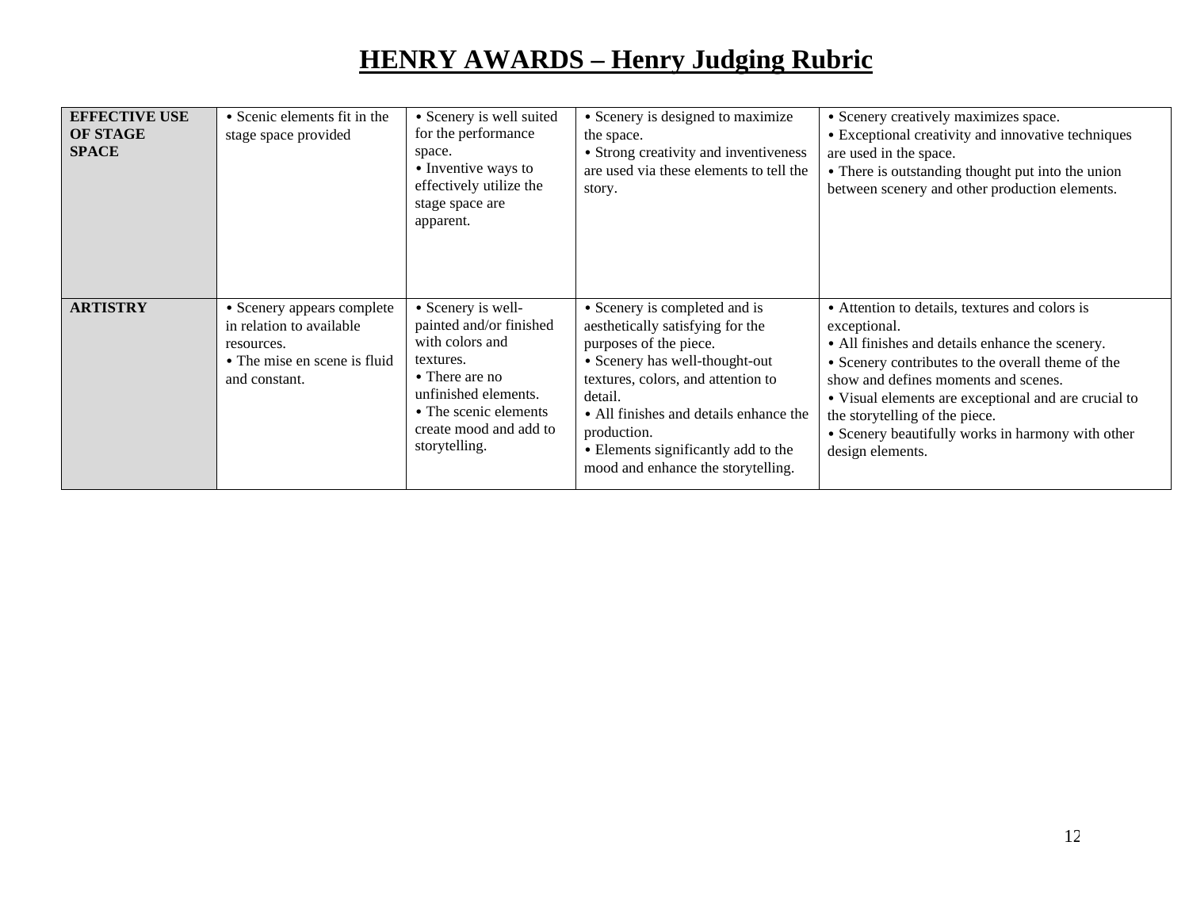# HENRY AWARDS – Henry Judging Rubric

| | | | | |
|---|---|---|---|---|
| **EFFECTIVE USE OF STAGE SPACE** | • Scenic elements fit in the stage space provided | • Scenery is well suited for the performance space.<br>• Inventive ways to effectively utilize the stage space are apparent. | • Scenery is designed to maximize the space.<br>• Strong creativity and inventiveness are used via these elements to tell the story. | • Scenery creatively maximizes space.<br>• Exceptional creativity and innovative techniques are used in the space.<br>• There is outstanding thought put into the union between scenery and other production elements. |
| **ARTISTRY** | • Scenery appears complete in relation to available resources.<br>• The mise en scene is fluid and constant. | • Scenery is well-painted and/or finished with colors and textures.<br>• There are no unfinished elements.<br>• The scenic elements create mood and add to storytelling. | • Scenery is completed and is aesthetically satisfying for the purposes of the piece.<br>• Scenery has well-thought-out textures, colors, and attention to detail.<br>• All finishes and details enhance the production.<br>• Elements significantly add to the mood and enhance the storytelling. | • Attention to details, textures and colors is exceptional.<br>• All finishes and details enhance the scenery.<br>• Scenery contributes to the overall theme of the show and defines moments and scenes.<br>• Visual elements are exceptional and are crucial to the storytelling of the piece.<br>• Scenery beautifully works in harmony with other design elements. |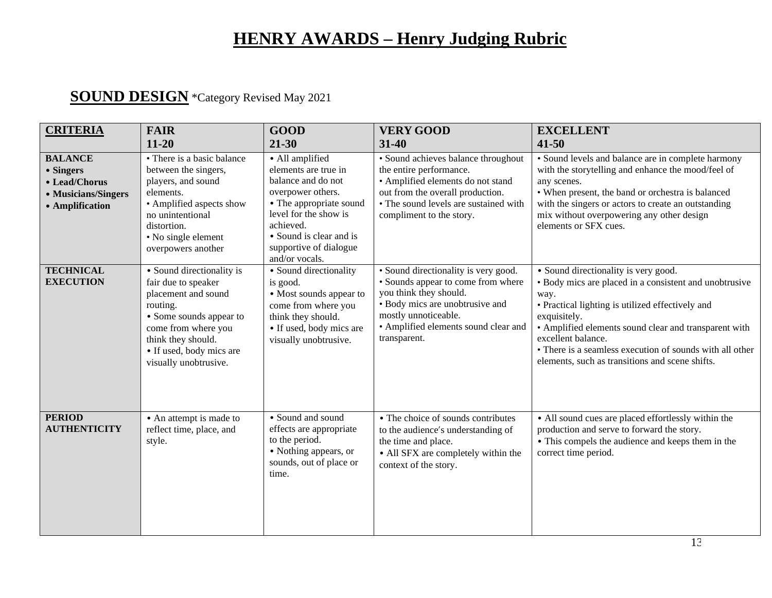# HENRY AWARDS – Henry Judging Rubric

## SOUND DESIGN *Category Revised May 2021

| CRITERIA | FAIR 11-20 | GOOD 21-30 | VERY GOOD 31-40 | EXCELLENT 41-50 |
|---|---|---|---|---|
| **BALANCE** • **Singers** • **Lead/Chorus** • **Musicians/Singers** • **Amplification** | • There is a basic balance between the singers, players, and sound elements. • Amplified aspects show no unintentional distortion. • No single element overpowers another | • All amplified elements are true in balance and do not overpower others. • The appropriate sound level for the show is achieved. • Sound is clear and is supportive of dialogue and/or vocals. | • Sound achieves balance throughout the entire performance. • Amplified elements do not stand out from the overall production. • The sound levels are sustained with compliment to the story. | • Sound levels and balance are in complete harmony with the storytelling and enhance the mood/feel of any scenes. • When present, the band or orchestra is balanced with the singers or actors to create an outstanding mix without overpowering any other design elements or SFX cues. |
| **TECHNICAL EXECUTION** | • Sound directionality is fair due to speaker placement and sound routing. • Some sounds appear to come from where you think they should. • If used, body mics are visually unobtrusive. | • Sound directionality is good. • Most sounds appear to come from where you think they should. • If used, body mics are visually unobtrusive. | • Sound directionality is very good. • Sounds appear to come from where you think they should. • Body mics are unobtrusive and mostly unnoticeable. • Amplified elements sound clear and transparent. | • Sound directionality is very good. • Body mics are placed in a consistent and unobtrusive way. • Practical lighting is utilized effectively and exquisitely. • Amplified elements sound clear and transparent with excellent balance. • There is a seamless execution of sounds with all other elements, such as transitions and scene shifts. |
| **PERIOD AUTHENTICITY** | • An attempt is made to reflect time, place, and style. | • Sound and sound effects are appropriate to the period. • Nothing appears, or sounds, out of place or time. | • The choice of sounds contributes to the audience's understanding of the time and place. • All SFX are completely within the context of the story. | • All sound cues are placed effortlessly within the production and serve to forward the story. • This compels the audience and keeps them in the correct time period. |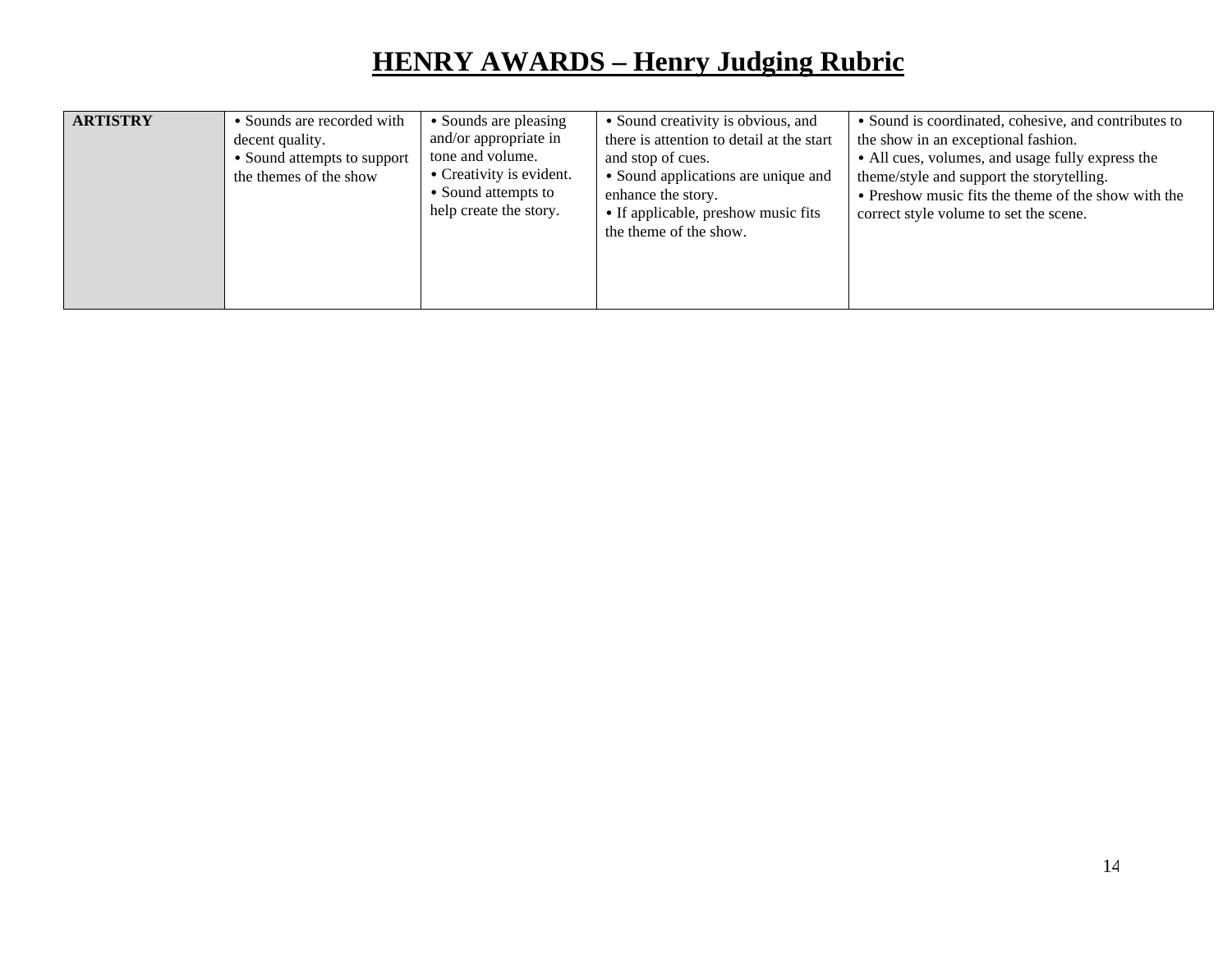# HENRY AWARDS – Henry Judging Rubric

| | | | | |
|---|---|---|---|---|
| **ARTISTRY** | • Sounds are recorded with decent quality.<br>• Sound attempts to support the themes of the show | • Sounds are pleasing and/or appropriate in tone and volume.<br>• Creativity is evident.<br>• Sound attempts to help create the story. | • Sound creativity is obvious, and there is attention to detail at the start and stop of cues.<br>• Sound applications are unique and enhance the story.<br>• If applicable, preshow music fits the theme of the show. | • Sound is coordinated, cohesive, and contributes to the show in an exceptional fashion.<br>• All cues, volumes, and usage fully express the theme/style and support the storytelling.<br>• Preshow music fits the theme of the show with the correct style volume to set the scene. |